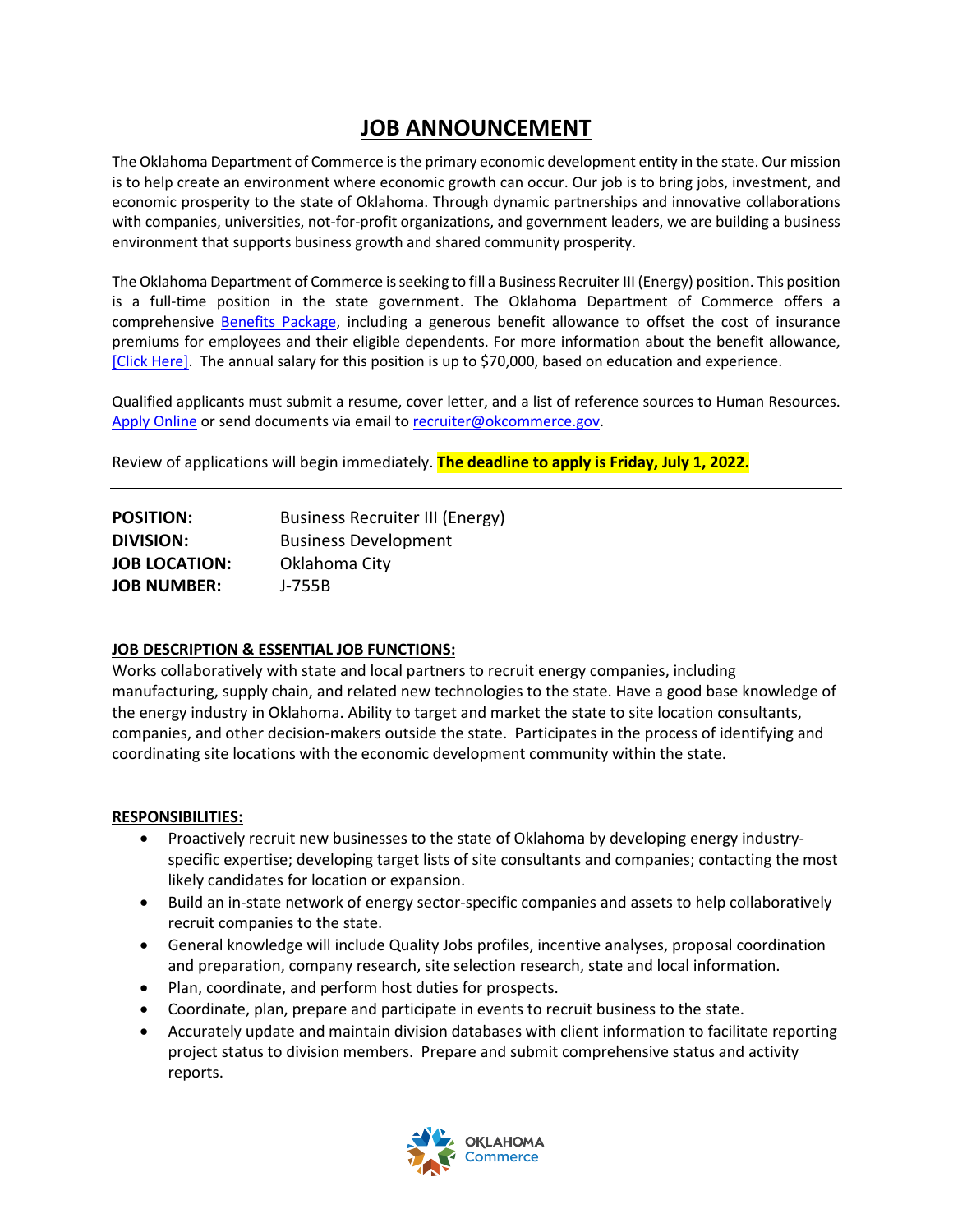# JOB ANNOUNCEMENT

The Oklahoma Department of Commerce is the primary economic development entity in the state. Our mission is to help create an environment where economic growth can occur. Our job is to bring jobs, investment, and economic prosperity to the state of Oklahoma. Through dynamic partnerships and innovative collaborations with companies, universities, not-for-profit organizations, and government leaders, we are building a business environment that supports business growth and shared community prosperity.

The Oklahoma Department of Commerce is seeking to fill a Business Recruiter III (Energy) position. This position is a full-time position in the state government. The Oklahoma Department of Commerce offers a comprehensive Benefits Package, including a generous benefit allowance to offset the cost of insurance premiums for employees and their eligible dependents. For more information about the benefit allowance, [Click Here]. The annual salary for this position is up to $70,000, based on education and experience.

Qualified applicants must submit a resume, cover letter, and a list of reference sources to Human Resources. Apply Online or send documents via email to recruiter@okcommerce.gov.

Review of applications will begin immediately. **The deadline to apply is Friday, July 1, 2022.**

---

**POSITION:** Business Recruiter III (Energy)
**DIVISION:** Business Development
**JOB LOCATION:** Oklahoma City
**JOB NUMBER:** J-755B

**JOB DESCRIPTION & ESSENTIAL JOB FUNCTIONS:**

Works collaboratively with state and local partners to recruit energy companies, including manufacturing, supply chain, and related new technologies to the state. Have a good base knowledge of the energy industry in Oklahoma. Ability to target and market the state to site location consultants, companies, and other decision-makers outside the state. Participates in the process of identifying and coordinating site locations with the economic development community within the state.

**RESPONSIBILITIES:**

- Proactively recruit new businesses to the state of Oklahoma by developing energy industry-specific expertise; developing target lists of site consultants and companies; contacting the most likely candidates for location or expansion.
- Build an in-state network of energy sector-specific companies and assets to help collaboratively recruit companies to the state.
- General knowledge will include Quality Jobs profiles, incentive analyses, proposal coordination and preparation, company research, site selection research, state and local information.
- Plan, coordinate, and perform host duties for prospects.
- Coordinate, plan, prepare and participate in events to recruit business to the state.
- Accurately update and maintain division databases with client information to facilitate reporting project status to division members. Prepare and submit comprehensive status and activity reports.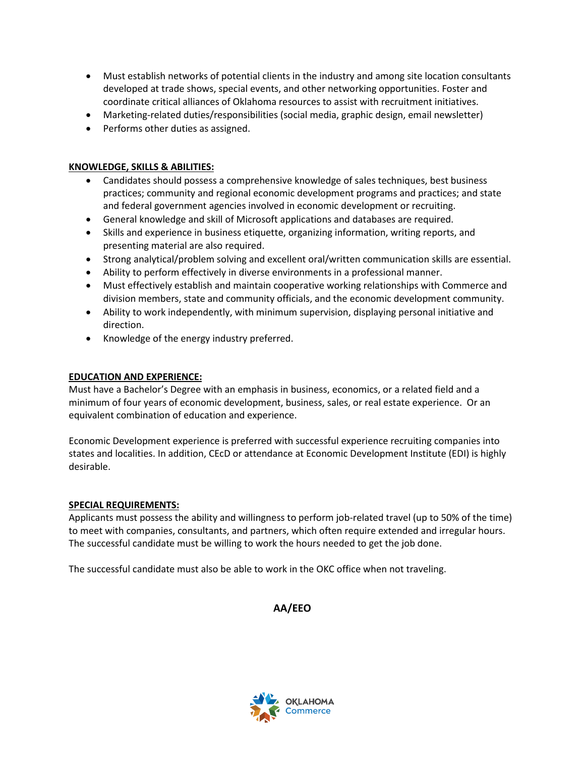- Must establish networks of potential clients in the industry and among site location consultants developed at trade shows, special events, and other networking opportunities. Foster and coordinate critical alliances of Oklahoma resources to assist with recruitment initiatives.
- Marketing-related duties/responsibilities (social media, graphic design, email newsletter)
- Performs other duties as assigned.

**KNOWLEDGE, SKILLS & ABILITIES:**

- Candidates should possess a comprehensive knowledge of sales techniques, best business practices; community and regional economic development programs and practices; and state and federal government agencies involved in economic development or recruiting.
- General knowledge and skill of Microsoft applications and databases are required.
- Skills and experience in business etiquette, organizing information, writing reports, and presenting material are also required.
- Strong analytical/problem solving and excellent oral/written communication skills are essential.
- Ability to perform effectively in diverse environments in a professional manner.
- Must effectively establish and maintain cooperative working relationships with Commerce and division members, state and community officials, and the economic development community.
- Ability to work independently, with minimum supervision, displaying personal initiative and direction.
- Knowledge of the energy industry preferred.

**EDUCATION AND EXPERIENCE:**

Must have a Bachelor's Degree with an emphasis in business, economics, or a related field and a minimum of four years of economic development, business, sales, or real estate experience. Or an equivalent combination of education and experience.

Economic Development experience is preferred with successful experience recruiting companies into states and localities. In addition, CEcD or attendance at Economic Development Institute (EDI) is highly desirable.

**SPECIAL REQUIREMENTS:**

Applicants must possess the ability and willingness to perform job-related travel (up to 50% of the time) to meet with companies, consultants, and partners, which often require extended and irregular hours. The successful candidate must be willing to work the hours needed to get the job done.

The successful candidate must also be able to work in the OKC office when not traveling.

**AA/EEO**

OKLAHOMA Commerce